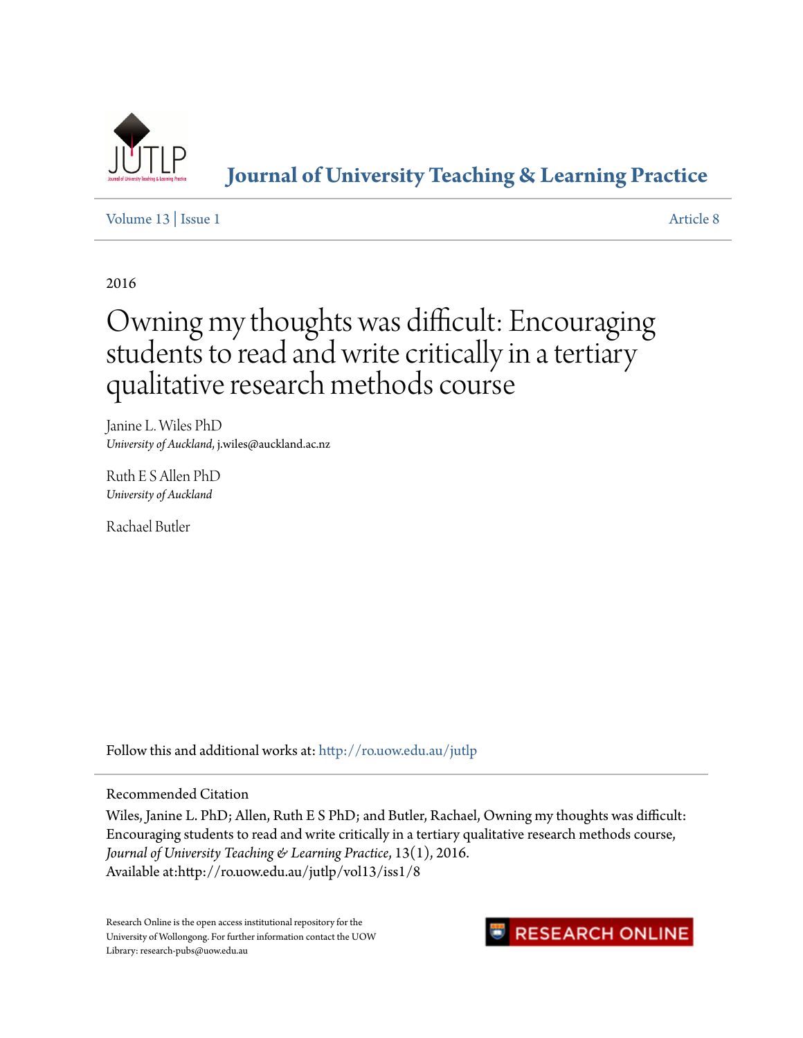# Journal of University Teaching & Learning Practice

Volume 13 | Issue 1 Article 8

2016

# Owning my thoughts was difficult: Encouraging students to read and write critically in a tertiary qualitative research methods course

Janine L. Wiles PhD
*University of Auckland*, j.wiles@auckland.ac.nz

Ruth E S Allen PhD
*University of Auckland*

Rachael Butler

Follow this and additional works at: http://ro.uow.edu.au/jutlp

Recommended Citation

Wiles, Janine L. PhD; Allen, Ruth E S PhD; and Butler, Rachael, Owning my thoughts was difficult: Encouraging students to read and write critically in a tertiary qualitative research methods course, *Journal of University Teaching & Learning Practice*, 13(1), 2016.
Available at:http://ro.uow.edu.au/jutlp/vol13/iss1/8

Research Online is the open access institutional repository for the University of Wollongong. For further information contact the UOW Library: research-pubs@uow.edu.au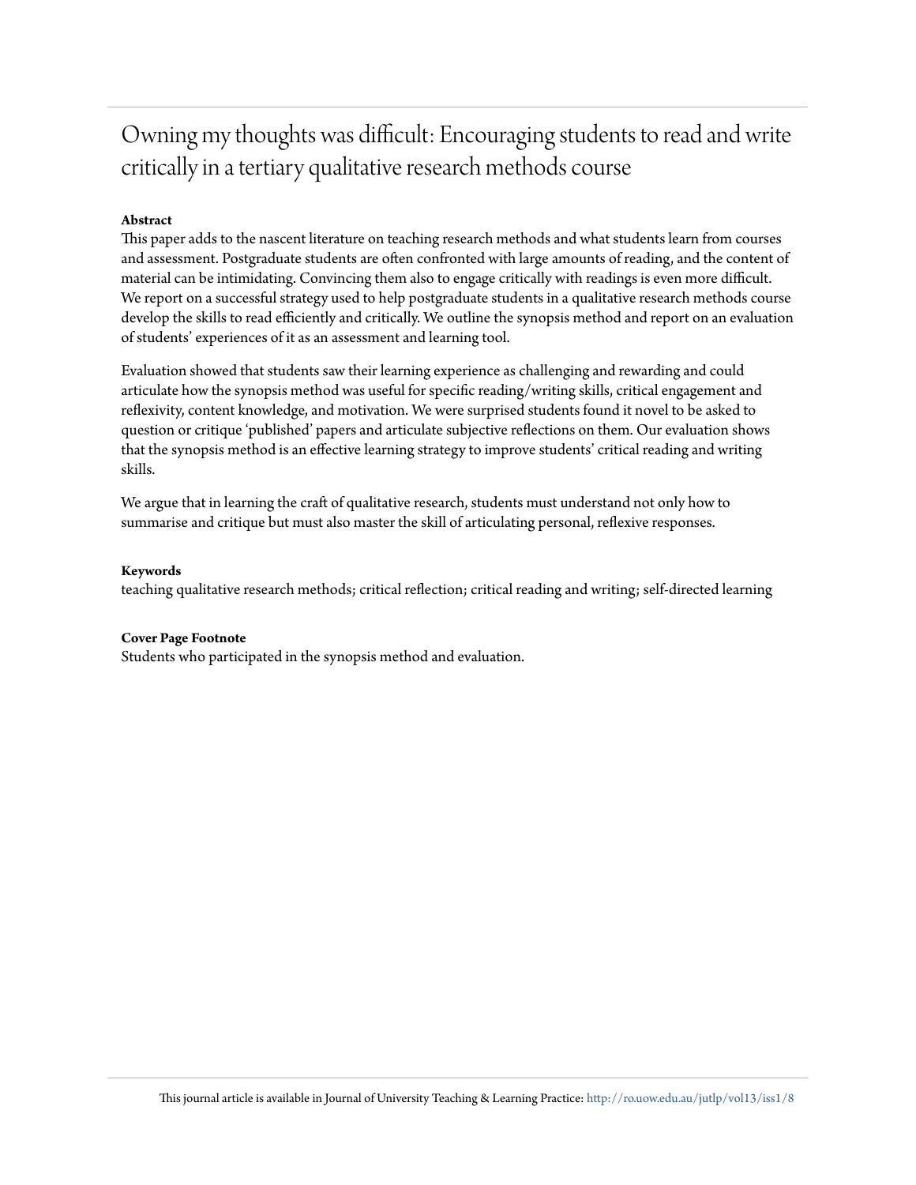# Owning my thoughts was difficult: Encouraging students to read and write critically in a tertiary qualitative research methods course

**Abstract**

This paper adds to the nascent literature on teaching research methods and what students learn from courses and assessment. Postgraduate students are often confronted with large amounts of reading, and the content of material can be intimidating. Convincing them also to engage critically with readings is even more difficult. We report on a successful strategy used to help postgraduate students in a qualitative research methods course develop the skills to read efficiently and critically. We outline the synopsis method and report on an evaluation of students' experiences of it as an assessment and learning tool.

Evaluation showed that students saw their learning experience as challenging and rewarding and could articulate how the synopsis method was useful for specific reading/writing skills, critical engagement and reflexivity, content knowledge, and motivation. We were surprised students found it novel to be asked to question or critique 'published' papers and articulate subjective reflections on them. Our evaluation shows that the synopsis method is an effective learning strategy to improve students' critical reading and writing skills.

We argue that in learning the craft of qualitative research, students must understand not only how to summarise and critique but must also master the skill of articulating personal, reflexive responses.

**Keywords**

teaching qualitative research methods; critical reflection; critical reading and writing; self-directed learning

**Cover Page Footnote**

Students who participated in the synopsis method and evaluation.

This journal article is available in Journal of University Teaching & Learning Practice: http://ro.uow.edu.au/jutlp/vol13/iss1/8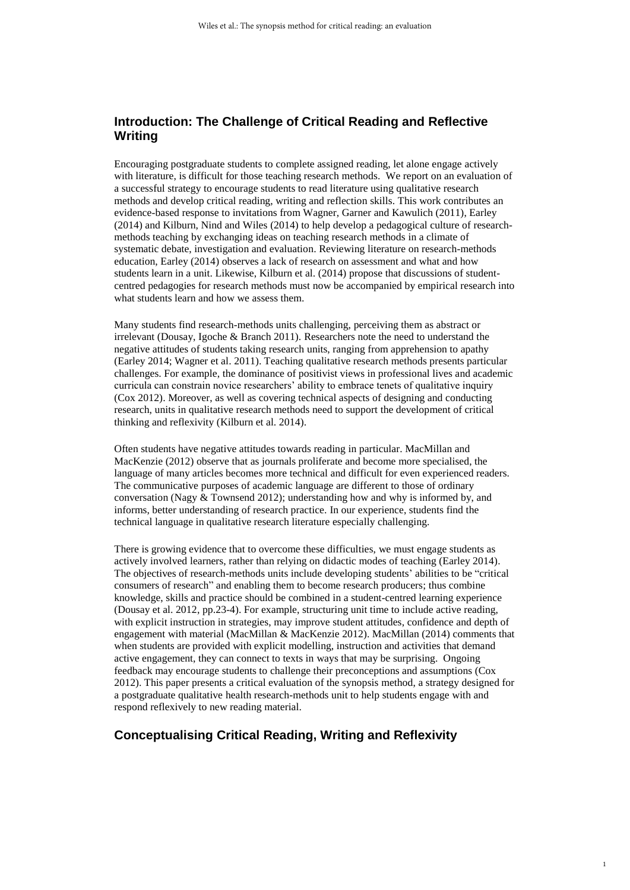## Introduction: The Challenge of Critical Reading and Reflective Writing

Encouraging postgraduate students to complete assigned reading, let alone engage actively with literature, is difficult for those teaching research methods. We report on an evaluation of a successful strategy to encourage students to read literature using qualitative research methods and develop critical reading, writing and reflection skills. This work contributes an evidence-based response to invitations from Wagner, Garner and Kawulich (2011), Earley (2014) and Kilburn, Nind and Wiles (2014) to help develop a pedagogical culture of research-methods teaching by exchanging ideas on teaching research methods in a climate of systematic debate, investigation and evaluation. Reviewing literature on research-methods education, Earley (2014) observes a lack of research on assessment and what and how students learn in a unit. Likewise, Kilburn et al. (2014) propose that discussions of student-centred pedagogies for research methods must now be accompanied by empirical research into what students learn and how we assess them.

Many students find research-methods units challenging, perceiving them as abstract or irrelevant (Dousay, Igoche & Branch 2011). Researchers note the need to understand the negative attitudes of students taking research units, ranging from apprehension to apathy (Earley 2014; Wagner et al. 2011). Teaching qualitative research methods presents particular challenges. For example, the dominance of positivist views in professional lives and academic curricula can constrain novice researchers' ability to embrace tenets of qualitative inquiry (Cox 2012). Moreover, as well as covering technical aspects of designing and conducting research, units in qualitative research methods need to support the development of critical thinking and reflexivity (Kilburn et al. 2014).

Often students have negative attitudes towards reading in particular. MacMillan and MacKenzie (2012) observe that as journals proliferate and become more specialised, the language of many articles becomes more technical and difficult for even experienced readers. The communicative purposes of academic language are different to those of ordinary conversation (Nagy & Townsend 2012); understanding how and why is informed by, and informs, better understanding of research practice. In our experience, students find the technical language in qualitative research literature especially challenging.

There is growing evidence that to overcome these difficulties, we must engage students as actively involved learners, rather than relying on didactic modes of teaching (Earley 2014). The objectives of research-methods units include developing students' abilities to be "critical consumers of research" and enabling them to become research producers; thus combine knowledge, skills and practice should be combined in a student-centred learning experience (Dousay et al. 2012, pp.23-4). For example, structuring unit time to include active reading, with explicit instruction in strategies, may improve student attitudes, confidence and depth of engagement with material (MacMillan & MacKenzie 2012). MacMillan (2014) comments that when students are provided with explicit modelling, instruction and activities that demand active engagement, they can connect to texts in ways that may be surprising. Ongoing feedback may encourage students to challenge their preconceptions and assumptions (Cox 2012). This paper presents a critical evaluation of the synopsis method, a strategy designed for a postgraduate qualitative health research-methods unit to help students engage with and respond reflexively to new reading material.

## Conceptualising Critical Reading, Writing and Reflexivity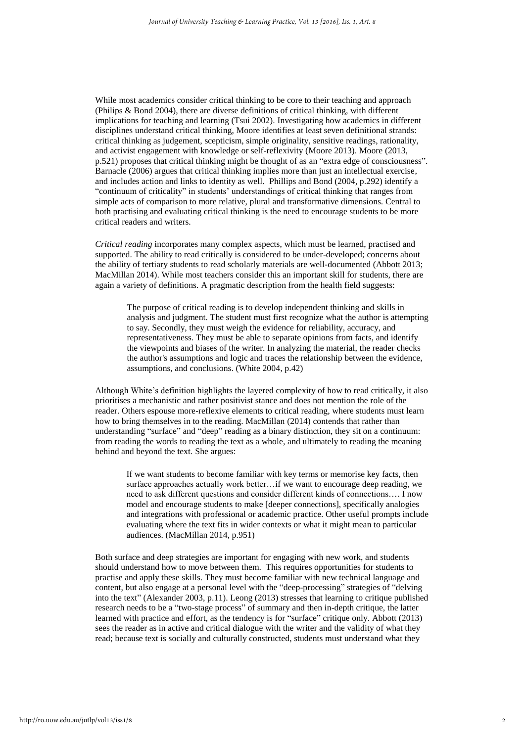While most academics consider critical thinking to be core to their teaching and approach (Philips & Bond 2004), there are diverse definitions of critical thinking, with different implications for teaching and learning (Tsui 2002). Investigating how academics in different disciplines understand critical thinking, Moore identifies at least seven definitional strands: critical thinking as judgement, scepticism, simple originality, sensitive readings, rationality, and activist engagement with knowledge or self-reflexivity (Moore 2013). Moore (2013, p.521) proposes that critical thinking might be thought of as an "extra edge of consciousness". Barnacle (2006) argues that critical thinking implies more than just an intellectual exercise, and includes action and links to identity as well. Phillips and Bond (2004, p.292) identify a "continuum of criticality" in students' understandings of critical thinking that ranges from simple acts of comparison to more relative, plural and transformative dimensions. Central to both practising and evaluating critical thinking is the need to encourage students to be more critical readers and writers.

*Critical reading* incorporates many complex aspects, which must be learned, practised and supported. The ability to read critically is considered to be under-developed; concerns about the ability of tertiary students to read scholarly materials are well-documented (Abbott 2013; MacMillan 2014). While most teachers consider this an important skill for students, there are again a variety of definitions. A pragmatic description from the health field suggests:

> The purpose of critical reading is to develop independent thinking and skills in analysis and judgment. The student must first recognize what the author is attempting to say. Secondly, they must weigh the evidence for reliability, accuracy, and representativeness. They must be able to separate opinions from facts, and identify the viewpoints and biases of the writer. In analyzing the material, the reader checks the author's assumptions and logic and traces the relationship between the evidence, assumptions, and conclusions. (White 2004, p.42)

Although White's definition highlights the layered complexity of how to read critically, it also prioritises a mechanistic and rather positivist stance and does not mention the role of the reader. Others espouse more-reflexive elements to critical reading, where students must learn how to bring themselves in to the reading. MacMillan (2014) contends that rather than understanding "surface" and "deep" reading as a binary distinction, they sit on a continuum: from reading the words to reading the text as a whole, and ultimately to reading the meaning behind and beyond the text. She argues:

> If we want students to become familiar with key terms or memorise key facts, then surface approaches actually work better…if we want to encourage deep reading, we need to ask different questions and consider different kinds of connections…. I now model and encourage students to make [deeper connections], specifically analogies and integrations with professional or academic practice. Other useful prompts include evaluating where the text fits in wider contexts or what it might mean to particular audiences. (MacMillan 2014, p.951)

Both surface and deep strategies are important for engaging with new work, and students should understand how to move between them. This requires opportunities for students to practise and apply these skills. They must become familiar with new technical language and content, but also engage at a personal level with the "deep-processing" strategies of "delving into the text" (Alexander 2003, p.11). Leong (2013) stresses that learning to critique published research needs to be a "two-stage process" of summary and then in-depth critique, the latter learned with practice and effort, as the tendency is for "surface" critique only. Abbott (2013) sees the reader as in active and critical dialogue with the writer and the validity of what they read; because text is socially and culturally constructed, students must understand what they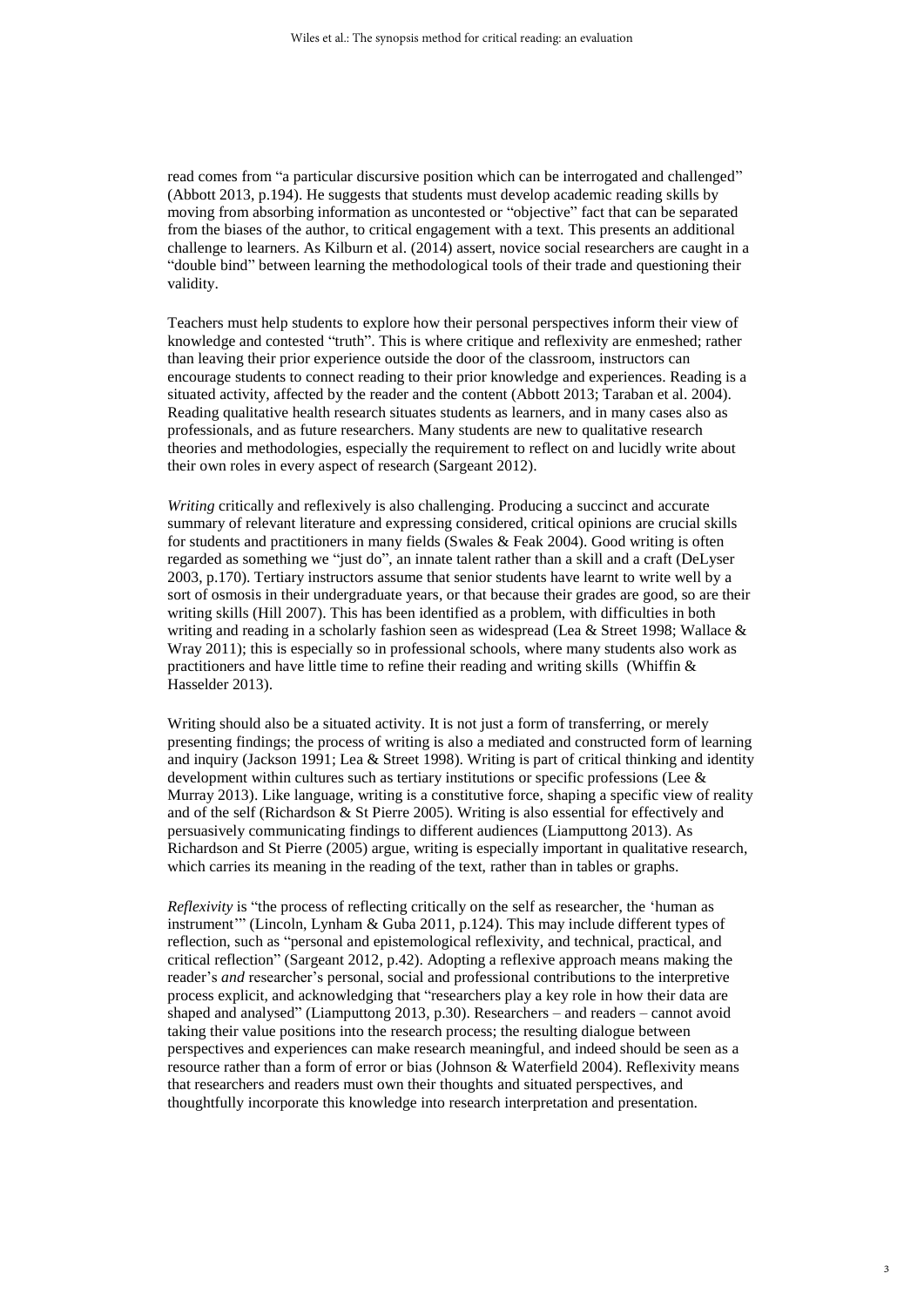read comes from "a particular discursive position which can be interrogated and challenged" (Abbott 2013, p.194). He suggests that students must develop academic reading skills by moving from absorbing information as uncontested or "objective" fact that can be separated from the biases of the author, to critical engagement with a text. This presents an additional challenge to learners. As Kilburn et al. (2014) assert, novice social researchers are caught in a "double bind" between learning the methodological tools of their trade and questioning their validity.

Teachers must help students to explore how their personal perspectives inform their view of knowledge and contested "truth". This is where critique and reflexivity are enmeshed; rather than leaving their prior experience outside the door of the classroom, instructors can encourage students to connect reading to their prior knowledge and experiences. Reading is a situated activity, affected by the reader and the content (Abbott 2013; Taraban et al. 2004). Reading qualitative health research situates students as learners, and in many cases also as professionals, and as future researchers. Many students are new to qualitative research theories and methodologies, especially the requirement to reflect on and lucidly write about their own roles in every aspect of research (Sargeant 2012).

*Writing* critically and reflexively is also challenging. Producing a succinct and accurate summary of relevant literature and expressing considered, critical opinions are crucial skills for students and practitioners in many fields (Swales & Feak 2004). Good writing is often regarded as something we "just do", an innate talent rather than a skill and a craft (DeLyser 2003, p.170). Tertiary instructors assume that senior students have learnt to write well by a sort of osmosis in their undergraduate years, or that because their grades are good, so are their writing skills (Hill 2007). This has been identified as a problem, with difficulties in both writing and reading in a scholarly fashion seen as widespread (Lea & Street 1998; Wallace & Wray 2011); this is especially so in professional schools, where many students also work as practitioners and have little time to refine their reading and writing skills (Whiffin & Hasselder 2013).

Writing should also be a situated activity. It is not just a form of transferring, or merely presenting findings; the process of writing is also a mediated and constructed form of learning and inquiry (Jackson 1991; Lea & Street 1998). Writing is part of critical thinking and identity development within cultures such as tertiary institutions or specific professions (Lee & Murray 2013). Like language, writing is a constitutive force, shaping a specific view of reality and of the self (Richardson & St Pierre 2005). Writing is also essential for effectively and persuasively communicating findings to different audiences (Liamputtong 2013). As Richardson and St Pierre (2005) argue, writing is especially important in qualitative research, which carries its meaning in the reading of the text, rather than in tables or graphs.

*Reflexivity* is "the process of reflecting critically on the self as researcher, the 'human as instrument'" (Lincoln, Lynham & Guba 2011, p.124). This may include different types of reflection, such as "personal and epistemological reflexivity, and technical, practical, and critical reflection" (Sargeant 2012, p.42). Adopting a reflexive approach means making the reader's *and* researcher's personal, social and professional contributions to the interpretive process explicit, and acknowledging that "researchers play a key role in how their data are shaped and analysed" (Liamputtong 2013, p.30). Researchers – and readers – cannot avoid taking their value positions into the research process; the resulting dialogue between perspectives and experiences can make research meaningful, and indeed should be seen as a resource rather than a form of error or bias (Johnson & Waterfield 2004). Reflexivity means that researchers and readers must own their thoughts and situated perspectives, and thoughtfully incorporate this knowledge into research interpretation and presentation.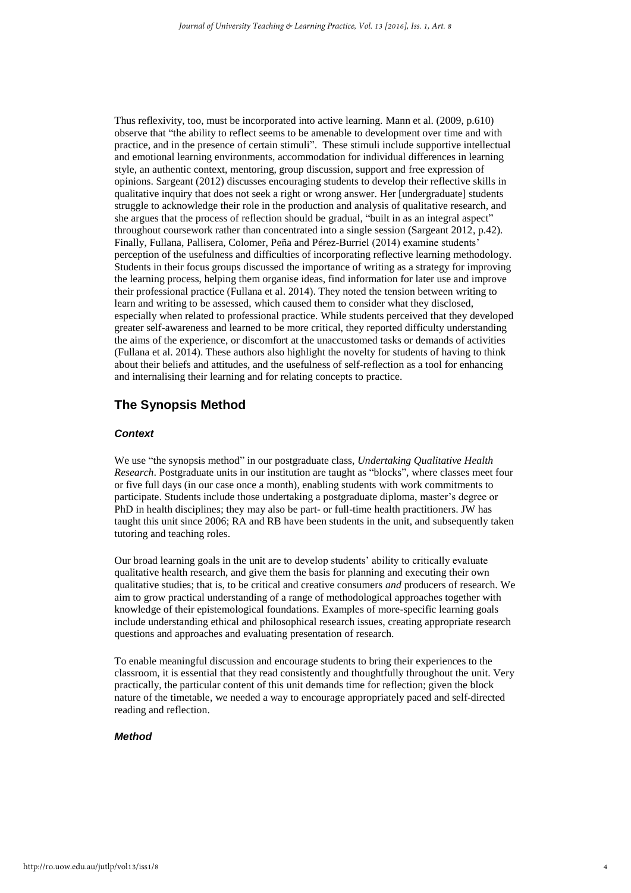Thus reflexivity, too, must be incorporated into active learning. Mann et al. (2009, p.610) observe that "the ability to reflect seems to be amenable to development over time and with practice, and in the presence of certain stimuli". These stimuli include supportive intellectual and emotional learning environments, accommodation for individual differences in learning style, an authentic context, mentoring, group discussion, support and free expression of opinions. Sargeant (2012) discusses encouraging students to develop their reflective skills in qualitative inquiry that does not seek a right or wrong answer. Her [undergraduate] students struggle to acknowledge their role in the production and analysis of qualitative research, and she argues that the process of reflection should be gradual, "built in as an integral aspect" throughout coursework rather than concentrated into a single session (Sargeant 2012, p.42). Finally, Fullana, Pallisera, Colomer, Peña and Pérez-Burriel (2014) examine students' perception of the usefulness and difficulties of incorporating reflective learning methodology. Students in their focus groups discussed the importance of writing as a strategy for improving the learning process, helping them organise ideas, find information for later use and improve their professional practice (Fullana et al. 2014). They noted the tension between writing to learn and writing to be assessed, which caused them to consider what they disclosed, especially when related to professional practice. While students perceived that they developed greater self-awareness and learned to be more critical, they reported difficulty understanding the aims of the experience, or discomfort at the unaccustomed tasks or demands of activities (Fullana et al. 2014). These authors also highlight the novelty for students of having to think about their beliefs and attitudes, and the usefulness of self-reflection as a tool for enhancing and internalising their learning and for relating concepts to practice.

## The Synopsis Method

### *Context*

We use "the synopsis method" in our postgraduate class, *Undertaking Qualitative Health Research*. Postgraduate units in our institution are taught as "blocks", where classes meet four or five full days (in our case once a month), enabling students with work commitments to participate. Students include those undertaking a postgraduate diploma, master's degree or PhD in health disciplines; they may also be part- or full-time health practitioners. JW has taught this unit since 2006; RA and RB have been students in the unit, and subsequently taken tutoring and teaching roles.

Our broad learning goals in the unit are to develop students' ability to critically evaluate qualitative health research, and give them the basis for planning and executing their own qualitative studies; that is, to be critical and creative consumers *and* producers of research. We aim to grow practical understanding of a range of methodological approaches together with knowledge of their epistemological foundations. Examples of more-specific learning goals include understanding ethical and philosophical research issues, creating appropriate research questions and approaches and evaluating presentation of research.

To enable meaningful discussion and encourage students to bring their experiences to the classroom, it is essential that they read consistently and thoughtfully throughout the unit. Very practically, the particular content of this unit demands time for reflection; given the block nature of the timetable, we needed a way to encourage appropriately paced and self-directed reading and reflection.

### *Method*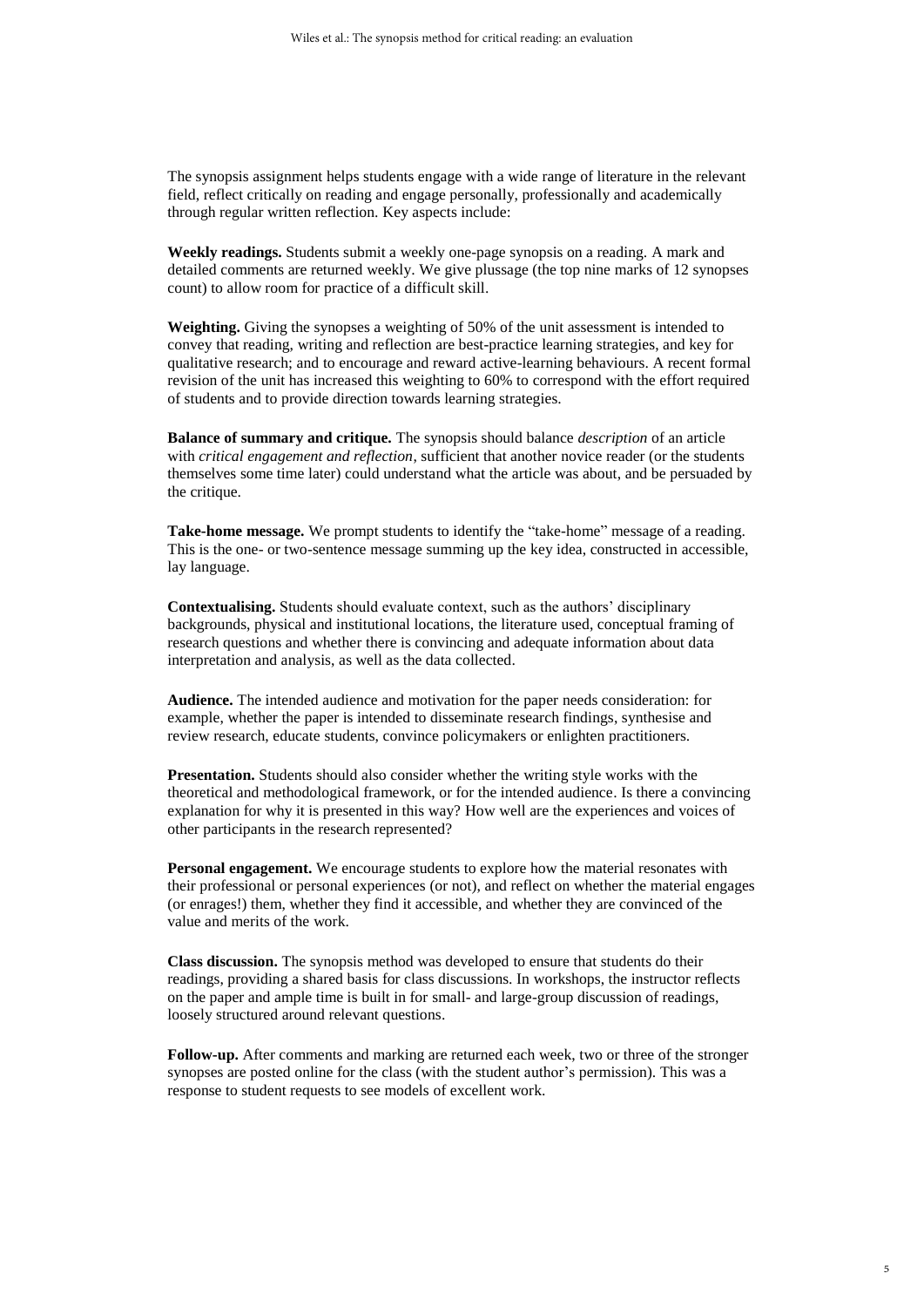The synopsis assignment helps students engage with a wide range of literature in the relevant field, reflect critically on reading and engage personally, professionally and academically through regular written reflection. Key aspects include:

**Weekly readings.** Students submit a weekly one-page synopsis on a reading. A mark and detailed comments are returned weekly. We give plussage (the top nine marks of 12 synopses count) to allow room for practice of a difficult skill.

**Weighting.** Giving the synopses a weighting of 50% of the unit assessment is intended to convey that reading, writing and reflection are best-practice learning strategies, and key for qualitative research; and to encourage and reward active-learning behaviours. A recent formal revision of the unit has increased this weighting to 60% to correspond with the effort required of students and to provide direction towards learning strategies.

**Balance of summary and critique.** The synopsis should balance *description* of an article with *critical engagement and reflection*, sufficient that another novice reader (or the students themselves some time later) could understand what the article was about, and be persuaded by the critique.

**Take-home message.** We prompt students to identify the "take-home" message of a reading. This is the one- or two-sentence message summing up the key idea, constructed in accessible, lay language.

**Contextualising.** Students should evaluate context, such as the authors' disciplinary backgrounds, physical and institutional locations, the literature used, conceptual framing of research questions and whether there is convincing and adequate information about data interpretation and analysis, as well as the data collected.

**Audience.** The intended audience and motivation for the paper needs consideration: for example, whether the paper is intended to disseminate research findings, synthesise and review research, educate students, convince policymakers or enlighten practitioners.

**Presentation.** Students should also consider whether the writing style works with the theoretical and methodological framework, or for the intended audience. Is there a convincing explanation for why it is presented in this way? How well are the experiences and voices of other participants in the research represented?

**Personal engagement.** We encourage students to explore how the material resonates with their professional or personal experiences (or not), and reflect on whether the material engages (or enrages!) them, whether they find it accessible, and whether they are convinced of the value and merits of the work.

**Class discussion.** The synopsis method was developed to ensure that students do their readings, providing a shared basis for class discussions. In workshops, the instructor reflects on the paper and ample time is built in for small- and large-group discussion of readings, loosely structured around relevant questions.

**Follow-up.** After comments and marking are returned each week, two or three of the stronger synopses are posted online for the class (with the student author's permission). This was a response to student requests to see models of excellent work.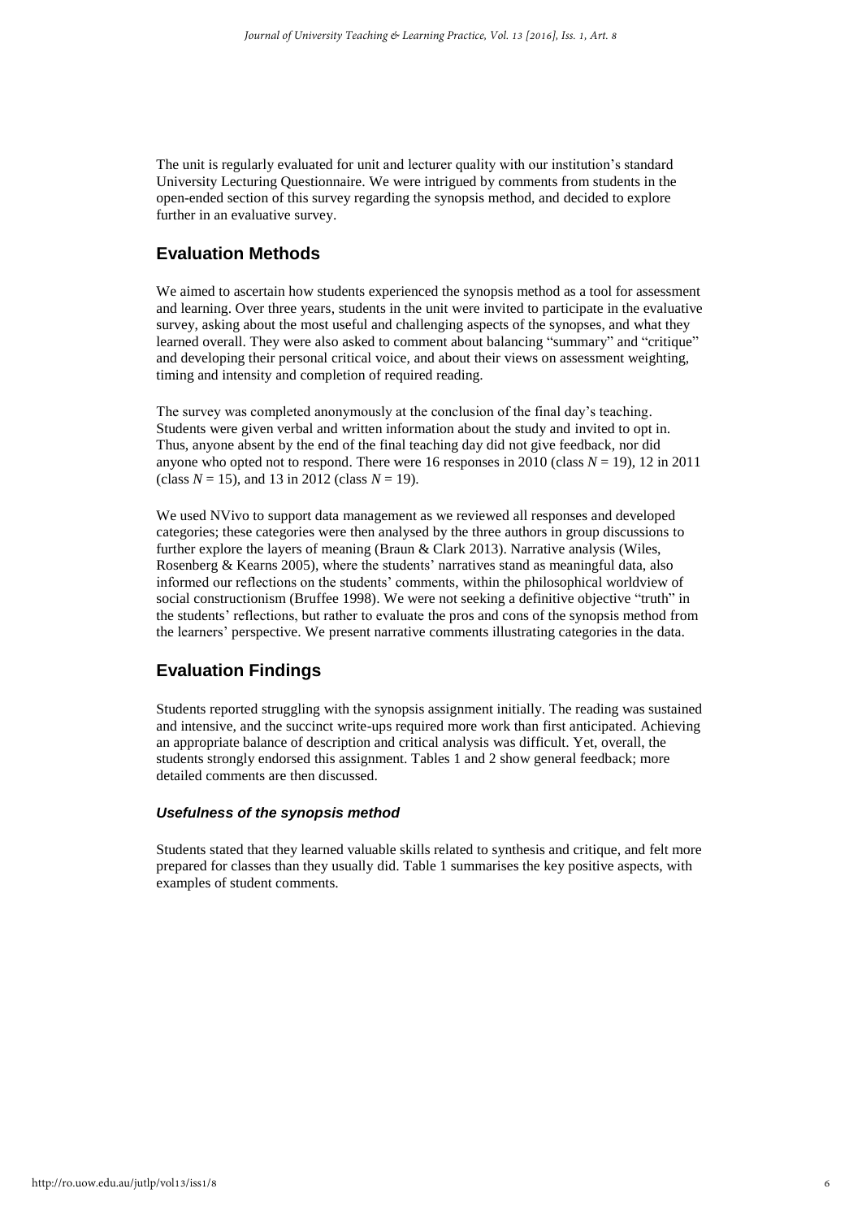The unit is regularly evaluated for unit and lecturer quality with our institution's standard University Lecturing Questionnaire. We were intrigued by comments from students in the open-ended section of this survey regarding the synopsis method, and decided to explore further in an evaluative survey.

## Evaluation Methods

We aimed to ascertain how students experienced the synopsis method as a tool for assessment and learning. Over three years, students in the unit were invited to participate in the evaluative survey, asking about the most useful and challenging aspects of the synopses, and what they learned overall. They were also asked to comment about balancing "summary" and "critique" and developing their personal critical voice, and about their views on assessment weighting, timing and intensity and completion of required reading.

The survey was completed anonymously at the conclusion of the final day's teaching. Students were given verbal and written information about the study and invited to opt in. Thus, anyone absent by the end of the final teaching day did not give feedback, nor did anyone who opted not to respond. There were 16 responses in 2010 (class $N = 19$), 12 in 2011 (class $N = 15$), and 13 in 2012 (class $N = 19$).

We used NVivo to support data management as we reviewed all responses and developed categories; these categories were then analysed by the three authors in group discussions to further explore the layers of meaning (Braun & Clark 2013). Narrative analysis (Wiles, Rosenberg & Kearns 2005), where the students' narratives stand as meaningful data, also informed our reflections on the students' comments, within the philosophical worldview of social constructionism (Bruffee 1998). We were not seeking a definitive objective "truth" in the students' reflections, but rather to evaluate the pros and cons of the synopsis method from the learners' perspective. We present narrative comments illustrating categories in the data.

## Evaluation Findings

Students reported struggling with the synopsis assignment initially. The reading was sustained and intensive, and the succinct write-ups required more work than first anticipated. Achieving an appropriate balance of description and critical analysis was difficult. Yet, overall, the students strongly endorsed this assignment. Tables 1 and 2 show general feedback; more detailed comments are then discussed.

### *Usefulness of the synopsis method*

Students stated that they learned valuable skills related to synthesis and critique, and felt more prepared for classes than they usually did. Table 1 summarises the key positive aspects, with examples of student comments.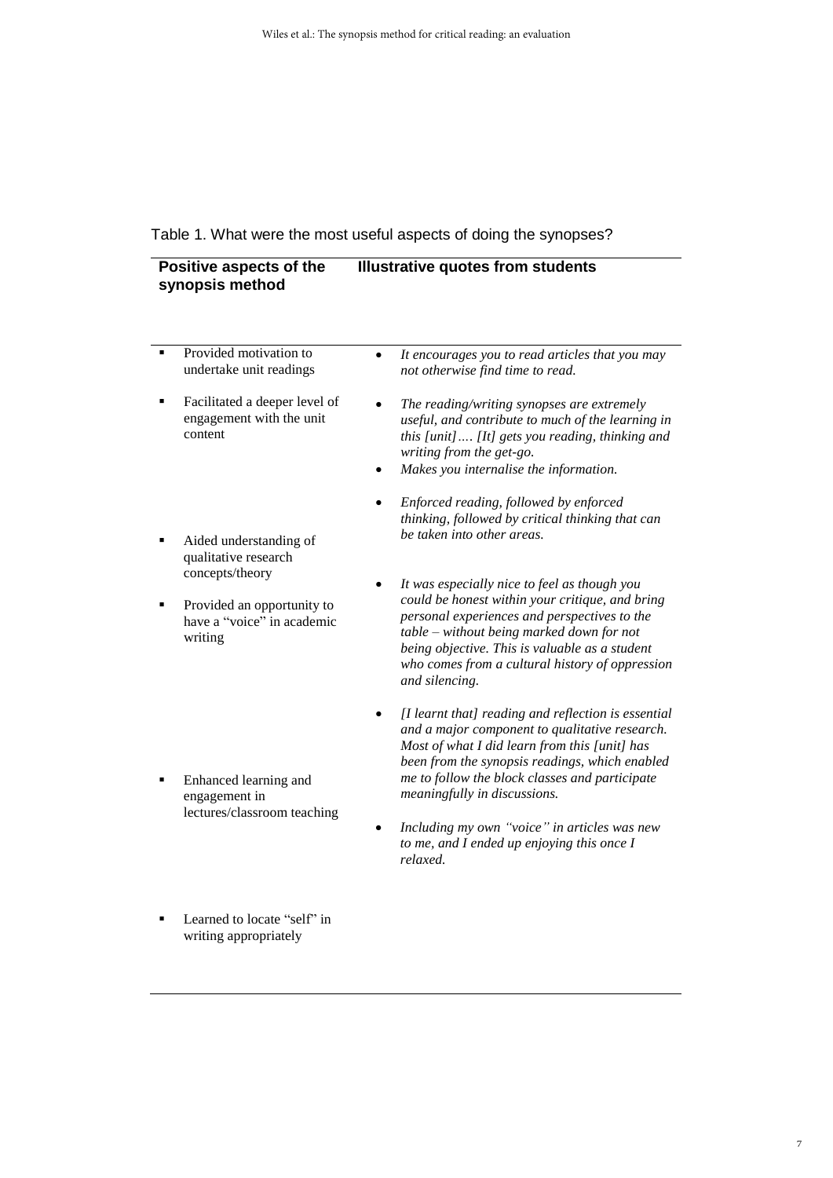Table 1. What were the most useful aspects of doing the synopses?

| Positive aspects of the synopsis method | Illustrative quotes from students |
|---|---|
| Provided motivation to undertake unit readings | *It encourages you to read articles that you may not otherwise find time to read.* |
| Facilitated a deeper level of engagement with the unit content | *The reading/writing synopses are extremely useful, and contribute to much of the learning in this [unit]…. [It] gets you reading, thinking and writing from the get-go.*<br>*Makes you internalise the information.*<br>*Enforced reading, followed by enforced thinking, followed by critical thinking that can be taken into other areas.* |
| Aided understanding of qualitative research concepts/theory | |
| Provided an opportunity to have a "voice" in academic writing | *It was especially nice to feel as though you could be honest within your critique, and bring personal experiences and perspectives to the table – without being marked down for not being objective. This is valuable as a student who comes from a cultural history of oppression and silencing.* |
| Enhanced learning and engagement in lectures/classroom teaching | *[I learnt that] reading and reflection is essential and a major component to qualitative research. Most of what I did learn from this [unit] has been from the synopsis readings, which enabled me to follow the block classes and participate meaningfully in discussions.*<br>*Including my own "voice" in articles was new to me, and I ended up enjoying this once I relaxed.* |
| Learned to locate "self" in writing appropriately | |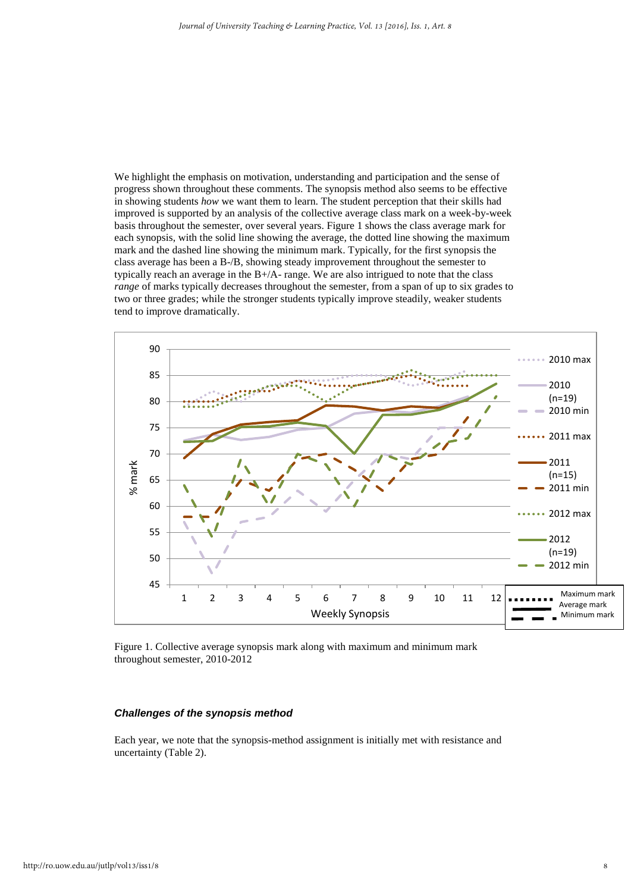We highlight the emphasis on motivation, understanding and participation and the sense of progress shown throughout these comments. The synopsis method also seems to be effective in showing students *how* we want them to learn. The student perception that their skills had improved is supported by an analysis of the collective average class mark on a week-by-week basis throughout the semester, over several years. Figure 1 shows the class average mark for each synopsis, with the solid line showing the average, the dotted line showing the maximum mark and the dashed line showing the minimum mark. Typically, for the first synopsis the class average has been a B-/B, showing steady improvement throughout the semester to typically reach an average in the B+/A- range. We are also intrigued to note that the class *range* of marks typically decreases throughout the semester, from a span of up to six grades to two or three grades; while the stronger students typically improve steadily, weaker students tend to improve dramatically.

Figure 1. Collective average synopsis mark along with maximum and minimum mark throughout semester, 2010-2012

### *Challenges of the synopsis method*

Each year, we note that the synopsis-method assignment is initially met with resistance and uncertainty (Table 2).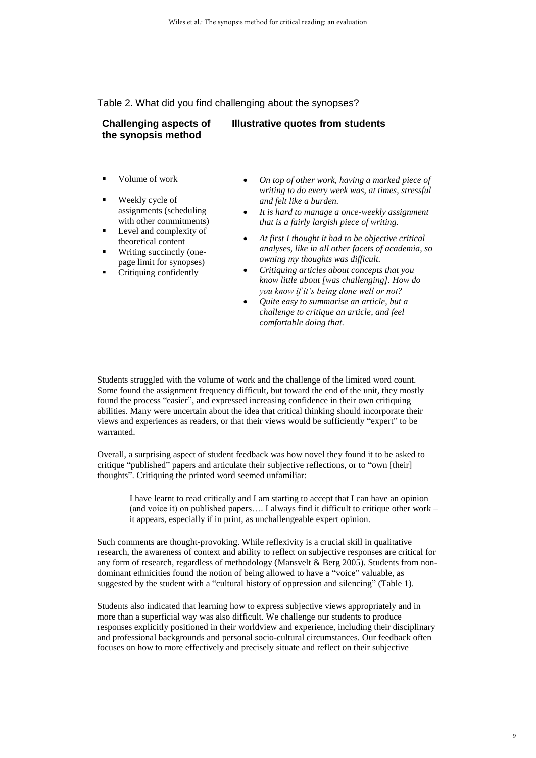Table 2. What did you find challenging about the synopses?

| Challenging aspects of the synopsis method | Illustrative quotes from students |
| --- | --- |
| ▪ Volume of work<br>▪ Weekly cycle of assignments (scheduling with other commitments)<br>▪ Level and complexity of theoretical content<br>▪ Writing succinctly (one-page limit for synopses)<br>▪ Critiquing confidently | • *On top of other work, having a marked piece of writing to do every week was, at times, stressful and felt like a burden.*<br>• *It is hard to manage a once-weekly assignment that is a fairly largish piece of writing.*<br>• *At first I thought it had to be objective critical analyses, like in all other facets of academia, so owning my thoughts was difficult.*<br>• *Critiquing articles about concepts that you know little about [was challenging]. How do you know if it's being done well or not?*<br>• *Quite easy to summarise an article, but a challenge to critique an article, and feel comfortable doing that.* |

Students struggled with the volume of work and the challenge of the limited word count. Some found the assignment frequency difficult, but toward the end of the unit, they mostly found the process "easier", and expressed increasing confidence in their own critiquing abilities. Many were uncertain about the idea that critical thinking should incorporate their views and experiences as readers, or that their views would be sufficiently "expert" to be warranted.

Overall, a surprising aspect of student feedback was how novel they found it to be asked to critique "published" papers and articulate their subjective reflections, or to "own [their] thoughts". Critiquing the printed word seemed unfamiliar:

> I have learnt to read critically and I am starting to accept that I can have an opinion (and voice it) on published papers…. I always find it difficult to critique other work – it appears, especially if in print, as unchallengeable expert opinion.

Such comments are thought-provoking. While reflexivity is a crucial skill in qualitative research, the awareness of context and ability to reflect on subjective responses are critical for any form of research, regardless of methodology (Mansvelt & Berg 2005). Students from non-dominant ethnicities found the notion of being allowed to have a "voice" valuable, as suggested by the student with a "cultural history of oppression and silencing" (Table 1).

Students also indicated that learning how to express subjective views appropriately and in more than a superficial way was also difficult. We challenge our students to produce responses explicitly positioned in their worldview and experience, including their disciplinary and professional backgrounds and personal socio-cultural circumstances. Our feedback often focuses on how to more effectively and precisely situate and reflect on their subjective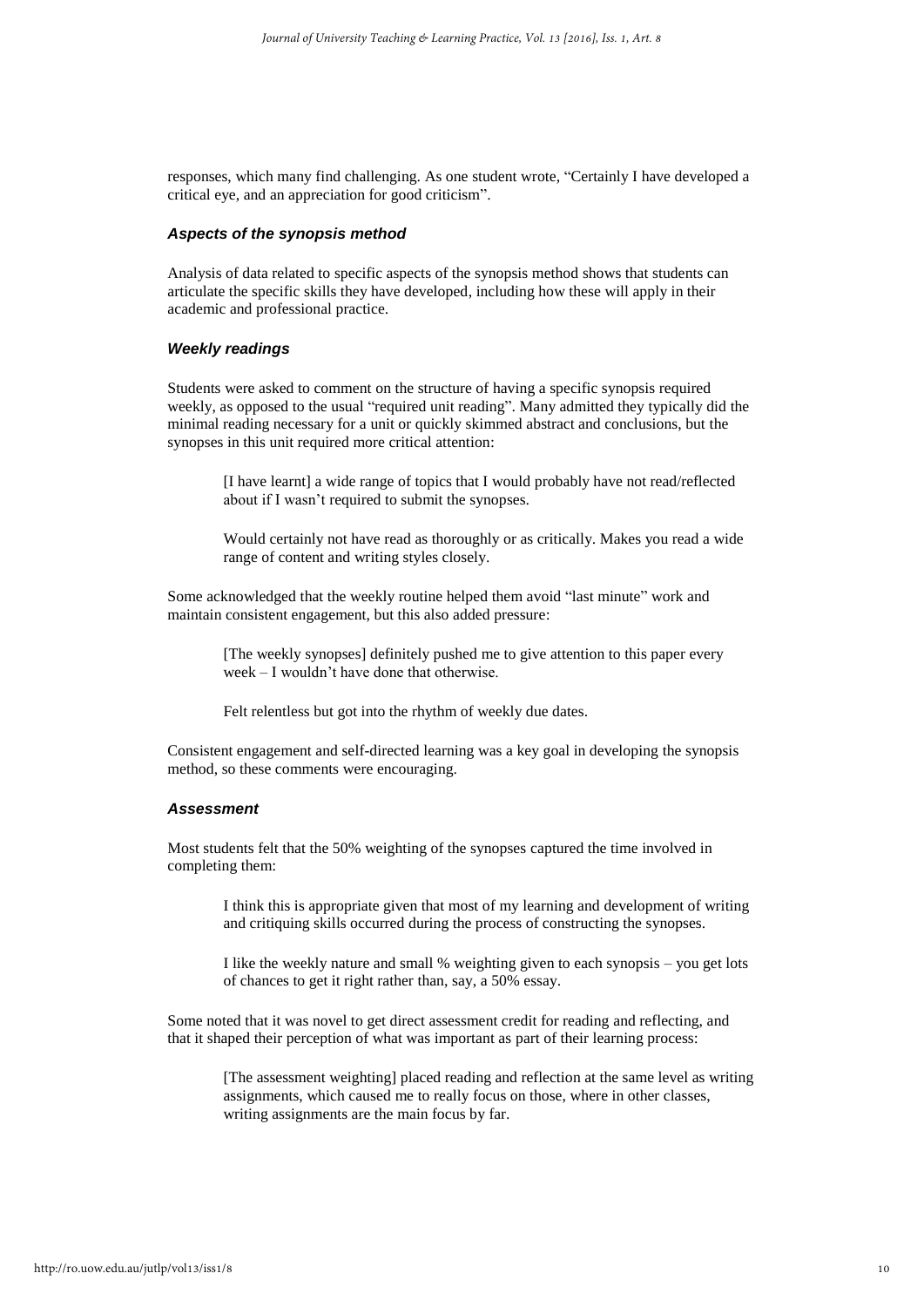responses, which many find challenging. As one student wrote, "Certainly I have developed a critical eye, and an appreciation for good criticism".

### *Aspects of the synopsis method*

Analysis of data related to specific aspects of the synopsis method shows that students can articulate the specific skills they have developed, including how these will apply in their academic and professional practice.

### *Weekly readings*

Students were asked to comment on the structure of having a specific synopsis required weekly, as opposed to the usual "required unit reading". Many admitted they typically did the minimal reading necessary for a unit or quickly skimmed abstract and conclusions, but the synopses in this unit required more critical attention:

> [I have learnt] a wide range of topics that I would probably have not read/reflected about if I wasn't required to submit the synopses.

> Would certainly not have read as thoroughly or as critically. Makes you read a wide range of content and writing styles closely.

Some acknowledged that the weekly routine helped them avoid "last minute" work and maintain consistent engagement, but this also added pressure:

> [The weekly synopses] definitely pushed me to give attention to this paper every week – I wouldn't have done that otherwise.

> Felt relentless but got into the rhythm of weekly due dates.

Consistent engagement and self-directed learning was a key goal in developing the synopsis method, so these comments were encouraging.

### *Assessment*

Most students felt that the 50% weighting of the synopses captured the time involved in completing them:

> I think this is appropriate given that most of my learning and development of writing and critiquing skills occurred during the process of constructing the synopses.

> I like the weekly nature and small % weighting given to each synopsis – you get lots of chances to get it right rather than, say, a 50% essay.

Some noted that it was novel to get direct assessment credit for reading and reflecting, and that it shaped their perception of what was important as part of their learning process:

> [The assessment weighting] placed reading and reflection at the same level as writing assignments, which caused me to really focus on those, where in other classes, writing assignments are the main focus by far.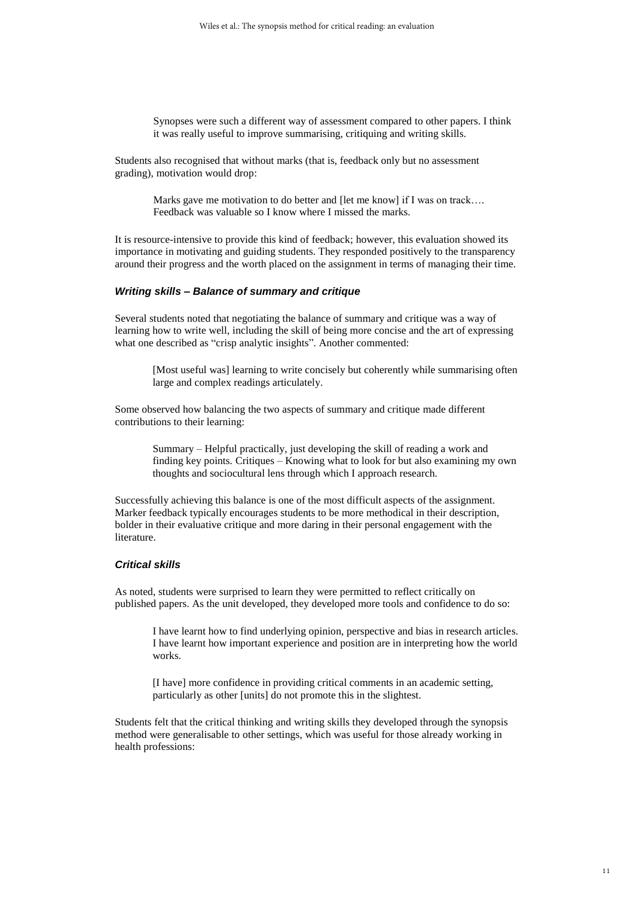> Synopses were such a different way of assessment compared to other papers. I think it was really useful to improve summarising, critiquing and writing skills.

Students also recognised that without marks (that is, feedback only but no assessment grading), motivation would drop:

> Marks gave me motivation to do better and [let me know] if I was on track…. Feedback was valuable so I know where I missed the marks.

It is resource-intensive to provide this kind of feedback; however, this evaluation showed its importance in motivating and guiding students. They responded positively to the transparency around their progress and the worth placed on the assignment in terms of managing their time.

### *Writing skills – Balance of summary and critique*

Several students noted that negotiating the balance of summary and critique was a way of learning how to write well, including the skill of being more concise and the art of expressing what one described as "crisp analytic insights". Another commented:

> [Most useful was] learning to write concisely but coherently while summarising often large and complex readings articulately.

Some observed how balancing the two aspects of summary and critique made different contributions to their learning:

> Summary – Helpful practically, just developing the skill of reading a work and finding key points. Critiques – Knowing what to look for but also examining my own thoughts and sociocultural lens through which I approach research.

Successfully achieving this balance is one of the most difficult aspects of the assignment. Marker feedback typically encourages students to be more methodical in their description, bolder in their evaluative critique and more daring in their personal engagement with the literature.

### *Critical skills*

As noted, students were surprised to learn they were permitted to reflect critically on published papers. As the unit developed, they developed more tools and confidence to do so:

> I have learnt how to find underlying opinion, perspective and bias in research articles. I have learnt how important experience and position are in interpreting how the world works.

> [I have] more confidence in providing critical comments in an academic setting, particularly as other [units] do not promote this in the slightest.

Students felt that the critical thinking and writing skills they developed through the synopsis method were generalisable to other settings, which was useful for those already working in health professions: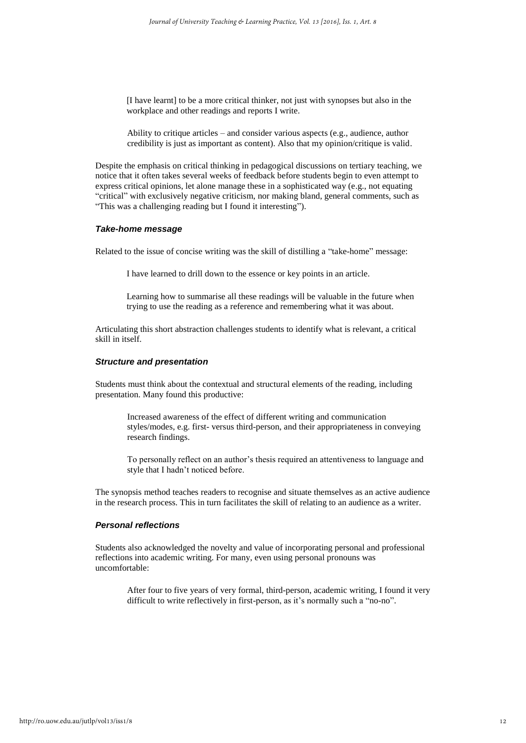> [I have learnt] to be a more critical thinker, not just with synopses but also in the workplace and other readings and reports I write.

> Ability to critique articles – and consider various aspects (e.g., audience, author credibility is just as important as content). Also that my opinion/critique is valid.

Despite the emphasis on critical thinking in pedagogical discussions on tertiary teaching, we notice that it often takes several weeks of feedback before students begin to even attempt to express critical opinions, let alone manage these in a sophisticated way (e.g., not equating "critical" with exclusively negative criticism, nor making bland, general comments, such as "This was a challenging reading but I found it interesting").

### *Take-home message*

Related to the issue of concise writing was the skill of distilling a "take-home" message:

> I have learned to drill down to the essence or key points in an article.

> Learning how to summarise all these readings will be valuable in the future when trying to use the reading as a reference and remembering what it was about.

Articulating this short abstraction challenges students to identify what is relevant, a critical skill in itself.

### *Structure and presentation*

Students must think about the contextual and structural elements of the reading, including presentation. Many found this productive:

> Increased awareness of the effect of different writing and communication styles/modes, e.g. first- versus third-person, and their appropriateness in conveying research findings.

> To personally reflect on an author's thesis required an attentiveness to language and style that I hadn't noticed before.

The synopsis method teaches readers to recognise and situate themselves as an active audience in the research process. This in turn facilitates the skill of relating to an audience as a writer.

### *Personal reflections*

Students also acknowledged the novelty and value of incorporating personal and professional reflections into academic writing. For many, even using personal pronouns was uncomfortable:

> After four to five years of very formal, third-person, academic writing, I found it very difficult to write reflectively in first-person, as it's normally such a "no-no".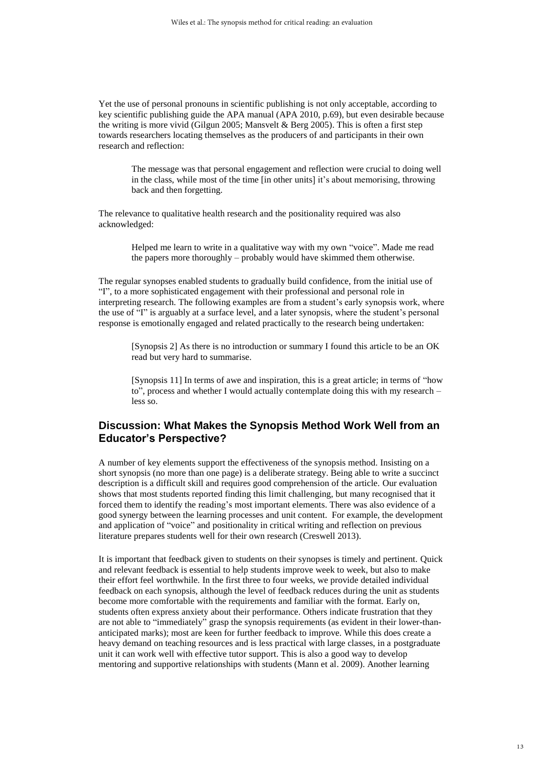Yet the use of personal pronouns in scientific publishing is not only acceptable, according to key scientific publishing guide the APA manual (APA 2010, p.69), but even desirable because the writing is more vivid (Gilgun 2005; Mansvelt & Berg 2005). This is often a first step towards researchers locating themselves as the producers of and participants in their own research and reflection:

> The message was that personal engagement and reflection were crucial to doing well in the class, while most of the time [in other units] it's about memorising, throwing back and then forgetting.

The relevance to qualitative health research and the positionality required was also acknowledged:

> Helped me learn to write in a qualitative way with my own "voice". Made me read the papers more thoroughly – probably would have skimmed them otherwise.

The regular synopses enabled students to gradually build confidence, from the initial use of "I", to a more sophisticated engagement with their professional and personal role in interpreting research. The following examples are from a student's early synopsis work, where the use of "I" is arguably at a surface level, and a later synopsis, where the student's personal response is emotionally engaged and related practically to the research being undertaken:

> [Synopsis 2] As there is no introduction or summary I found this article to be an OK read but very hard to summarise.

> [Synopsis 11] In terms of awe and inspiration, this is a great article; in terms of "how to", process and whether I would actually contemplate doing this with my research – less so.

## Discussion: What Makes the Synopsis Method Work Well from an Educator's Perspective?

A number of key elements support the effectiveness of the synopsis method. Insisting on a short synopsis (no more than one page) is a deliberate strategy. Being able to write a succinct description is a difficult skill and requires good comprehension of the article. Our evaluation shows that most students reported finding this limit challenging, but many recognised that it forced them to identify the reading's most important elements. There was also evidence of a good synergy between the learning processes and unit content. For example, the development and application of "voice" and positionality in critical writing and reflection on previous literature prepares students well for their own research (Creswell 2013).

It is important that feedback given to students on their synopses is timely and pertinent. Quick and relevant feedback is essential to help students improve week to week, but also to make their effort feel worthwhile. In the first three to four weeks, we provide detailed individual feedback on each synopsis, although the level of feedback reduces during the unit as students become more comfortable with the requirements and familiar with the format. Early on, students often express anxiety about their performance. Others indicate frustration that they are not able to "immediately" grasp the synopsis requirements (as evident in their lower-than-anticipated marks); most are keen for further feedback to improve. While this does create a heavy demand on teaching resources and is less practical with large classes, in a postgraduate unit it can work well with effective tutor support. This is also a good way to develop mentoring and supportive relationships with students (Mann et al. 2009). Another learning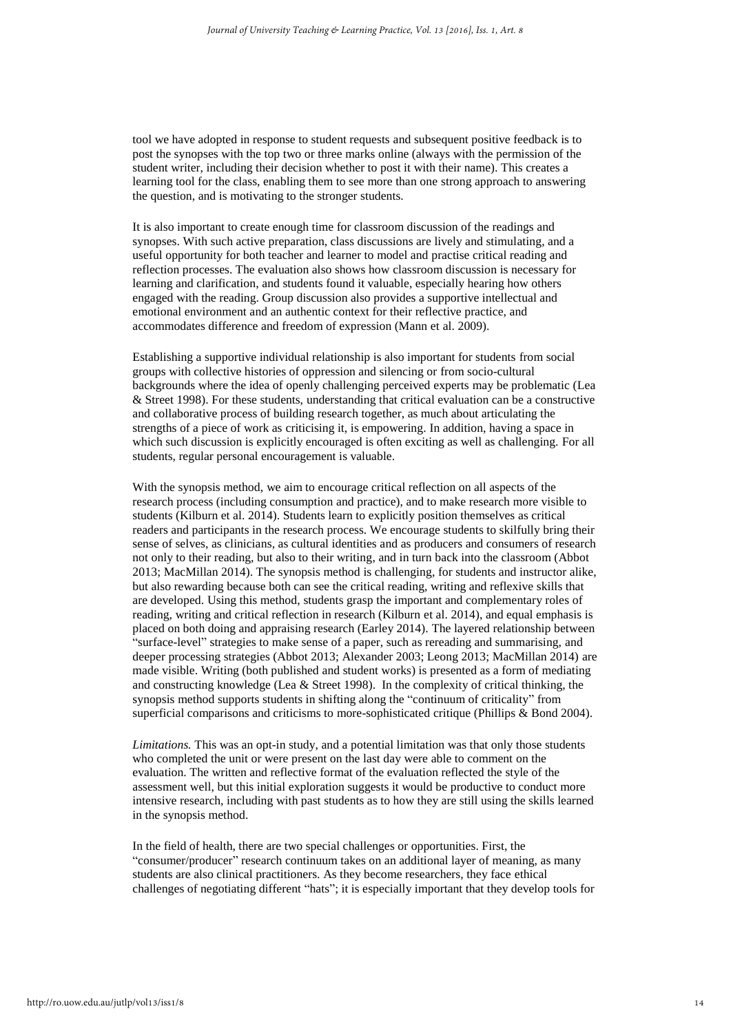tool we have adopted in response to student requests and subsequent positive feedback is to post the synopses with the top two or three marks online (always with the permission of the student writer, including their decision whether to post it with their name). This creates a learning tool for the class, enabling them to see more than one strong approach to answering the question, and is motivating to the stronger students.

It is also important to create enough time for classroom discussion of the readings and synopses. With such active preparation, class discussions are lively and stimulating, and a useful opportunity for both teacher and learner to model and practise critical reading and reflection processes. The evaluation also shows how classroom discussion is necessary for learning and clarification, and students found it valuable, especially hearing how others engaged with the reading. Group discussion also provides a supportive intellectual and emotional environment and an authentic context for their reflective practice, and accommodates difference and freedom of expression (Mann et al. 2009).

Establishing a supportive individual relationship is also important for students from social groups with collective histories of oppression and silencing or from socio-cultural backgrounds where the idea of openly challenging perceived experts may be problematic (Lea & Street 1998). For these students, understanding that critical evaluation can be a constructive and collaborative process of building research together, as much about articulating the strengths of a piece of work as criticising it, is empowering. In addition, having a space in which such discussion is explicitly encouraged is often exciting as well as challenging. For all students, regular personal encouragement is valuable.

With the synopsis method, we aim to encourage critical reflection on all aspects of the research process (including consumption and practice), and to make research more visible to students (Kilburn et al. 2014). Students learn to explicitly position themselves as critical readers and participants in the research process. We encourage students to skilfully bring their sense of selves, as clinicians, as cultural identities and as producers and consumers of research not only to their reading, but also to their writing, and in turn back into the classroom (Abbot 2013; MacMillan 2014). The synopsis method is challenging, for students and instructor alike, but also rewarding because both can see the critical reading, writing and reflexive skills that are developed. Using this method, students grasp the important and complementary roles of reading, writing and critical reflection in research (Kilburn et al. 2014), and equal emphasis is placed on both doing and appraising research (Earley 2014). The layered relationship between "surface-level" strategies to make sense of a paper, such as rereading and summarising, and deeper processing strategies (Abbot 2013; Alexander 2003; Leong 2013; MacMillan 2014) are made visible. Writing (both published and student works) is presented as a form of mediating and constructing knowledge (Lea & Street 1998). In the complexity of critical thinking, the synopsis method supports students in shifting along the "continuum of criticality" from superficial comparisons and criticisms to more-sophisticated critique (Phillips & Bond 2004).

*Limitations.* This was an opt-in study, and a potential limitation was that only those students who completed the unit or were present on the last day were able to comment on the evaluation. The written and reflective format of the evaluation reflected the style of the assessment well, but this initial exploration suggests it would be productive to conduct more intensive research, including with past students as to how they are still using the skills learned in the synopsis method.

In the field of health, there are two special challenges or opportunities. First, the "consumer/producer" research continuum takes on an additional layer of meaning, as many students are also clinical practitioners. As they become researchers, they face ethical challenges of negotiating different "hats"; it is especially important that they develop tools for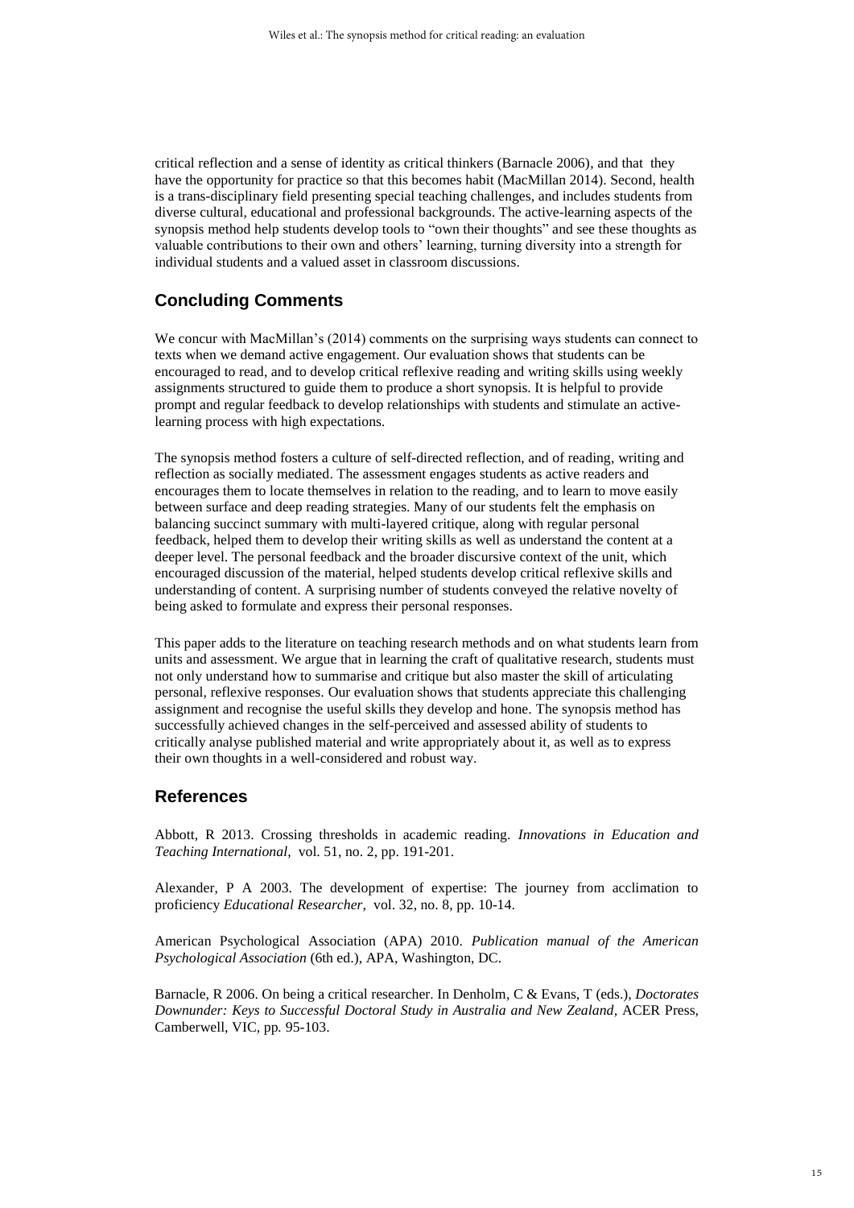critical reflection and a sense of identity as critical thinkers (Barnacle 2006), and that they have the opportunity for practice so that this becomes habit (MacMillan 2014). Second, health is a trans-disciplinary field presenting special teaching challenges, and includes students from diverse cultural, educational and professional backgrounds. The active-learning aspects of the synopsis method help students develop tools to "own their thoughts" and see these thoughts as valuable contributions to their own and others' learning, turning diversity into a strength for individual students and a valued asset in classroom discussions.

## Concluding Comments

We concur with MacMillan's (2014) comments on the surprising ways students can connect to texts when we demand active engagement. Our evaluation shows that students can be encouraged to read, and to develop critical reflexive reading and writing skills using weekly assignments structured to guide them to produce a short synopsis. It is helpful to provide prompt and regular feedback to develop relationships with students and stimulate an active-learning process with high expectations.

The synopsis method fosters a culture of self-directed reflection, and of reading, writing and reflection as socially mediated. The assessment engages students as active readers and encourages them to locate themselves in relation to the reading, and to learn to move easily between surface and deep reading strategies. Many of our students felt the emphasis on balancing succinct summary with multi-layered critique, along with regular personal feedback, helped them to develop their writing skills as well as understand the content at a deeper level. The personal feedback and the broader discursive context of the unit, which encouraged discussion of the material, helped students develop critical reflexive skills and understanding of content. A surprising number of students conveyed the relative novelty of being asked to formulate and express their personal responses.

This paper adds to the literature on teaching research methods and on what students learn from units and assessment. We argue that in learning the craft of qualitative research, students must not only understand how to summarise and critique but also master the skill of articulating personal, reflexive responses. Our evaluation shows that students appreciate this challenging assignment and recognise the useful skills they develop and hone. The synopsis method has successfully achieved changes in the self-perceived and assessed ability of students to critically analyse published material and write appropriately about it, as well as to express their own thoughts in a well-considered and robust way.

## References

Abbott, R 2013. Crossing thresholds in academic reading. *Innovations in Education and Teaching International,* vol. 51, no. 2, pp. 191-201.

Alexander, P A 2003. The development of expertise: The journey from acclimation to proficiency *Educational Researcher,* vol. 32, no. 8, pp. 10-14.

American Psychological Association (APA) 2010. *Publication manual of the American Psychological Association* (6th ed.), APA, Washington, DC.

Barnacle, R 2006. On being a critical researcher. In Denholm, C & Evans, T (eds.), *Doctorates Downunder: Keys to Successful Doctoral Study in Australia and New Zealand,* ACER Press, Camberwell, VIC, pp. 95-103.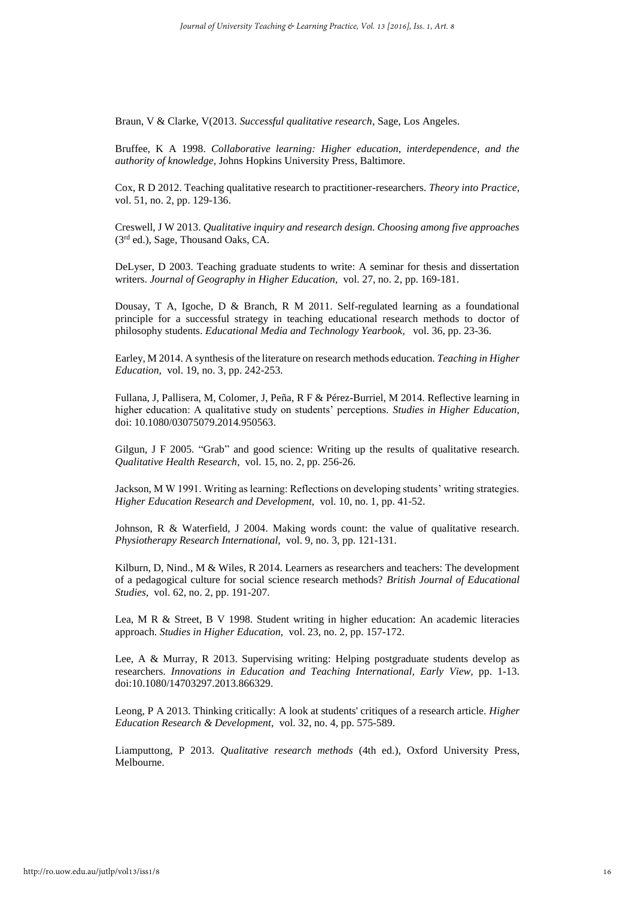Braun, V & Clarke, V(2013. *Successful qualitative research*, Sage, Los Angeles.

Bruffee, K A 1998. *Collaborative learning: Higher education, interdependence, and the authority of knowledge*, Johns Hopkins University Press, Baltimore.

Cox, R D 2012. Teaching qualitative research to practitioner-researchers. *Theory into Practice*, vol. 51, no. 2, pp. 129-136.

Creswell, J W 2013. *Qualitative inquiry and research design. Choosing among five approaches* (3rd ed.), Sage, Thousand Oaks, CA.

DeLyser, D 2003. Teaching graduate students to write: A seminar for thesis and dissertation writers. *Journal of Geography in Higher Education*, vol. 27, no. 2, pp. 169-181.

Dousay, T A, Igoche, D & Branch, R M 2011. Self-regulated learning as a foundational principle for a successful strategy in teaching educational research methods to doctor of philosophy students. *Educational Media and Technology Yearbook*, vol. 36, pp. 23-36.

Earley, M 2014. A synthesis of the literature on research methods education. *Teaching in Higher Education*, vol. 19, no. 3, pp. 242-253.

Fullana, J, Pallisera, M, Colomer, J, Peña, R F & Pérez-Burriel, M 2014. Reflective learning in higher education: A qualitative study on students' perceptions. *Studies in Higher Education*, doi: 10.1080/03075079.2014.950563.

Gilgun, J F 2005. "Grab" and good science: Writing up the results of qualitative research. *Qualitative Health Research*, vol. 15, no. 2, pp. 256-26.

Jackson, M W 1991. Writing as learning: Reflections on developing students' writing strategies. *Higher Education Research and Development*, vol. 10, no. 1, pp. 41-52.

Johnson, R & Waterfield, J 2004. Making words count: the value of qualitative research. *Physiotherapy Research International*, vol. 9, no. 3, pp. 121-131.

Kilburn, D, Nind., M & Wiles, R 2014. Learners as researchers and teachers: The development of a pedagogical culture for social science research methods? *British Journal of Educational Studies*, vol. 62, no. 2, pp. 191-207.

Lea, M R & Street, B V 1998. Student writing in higher education: An academic literacies approach. *Studies in Higher Education*, vol. 23, no. 2, pp. 157-172.

Lee, A & Murray, R 2013. Supervising writing: Helping postgraduate students develop as researchers. *Innovations in Education and Teaching International, Early View*, pp. 1-13. doi:10.1080/14703297.2013.866329.

Leong, P A 2013. Thinking critically: A look at students' critiques of a research article. *Higher Education Research & Development*, vol. 32, no. 4, pp. 575-589.

Liamputtong, P 2013. *Qualitative research methods* (4th ed.), Oxford University Press, Melbourne.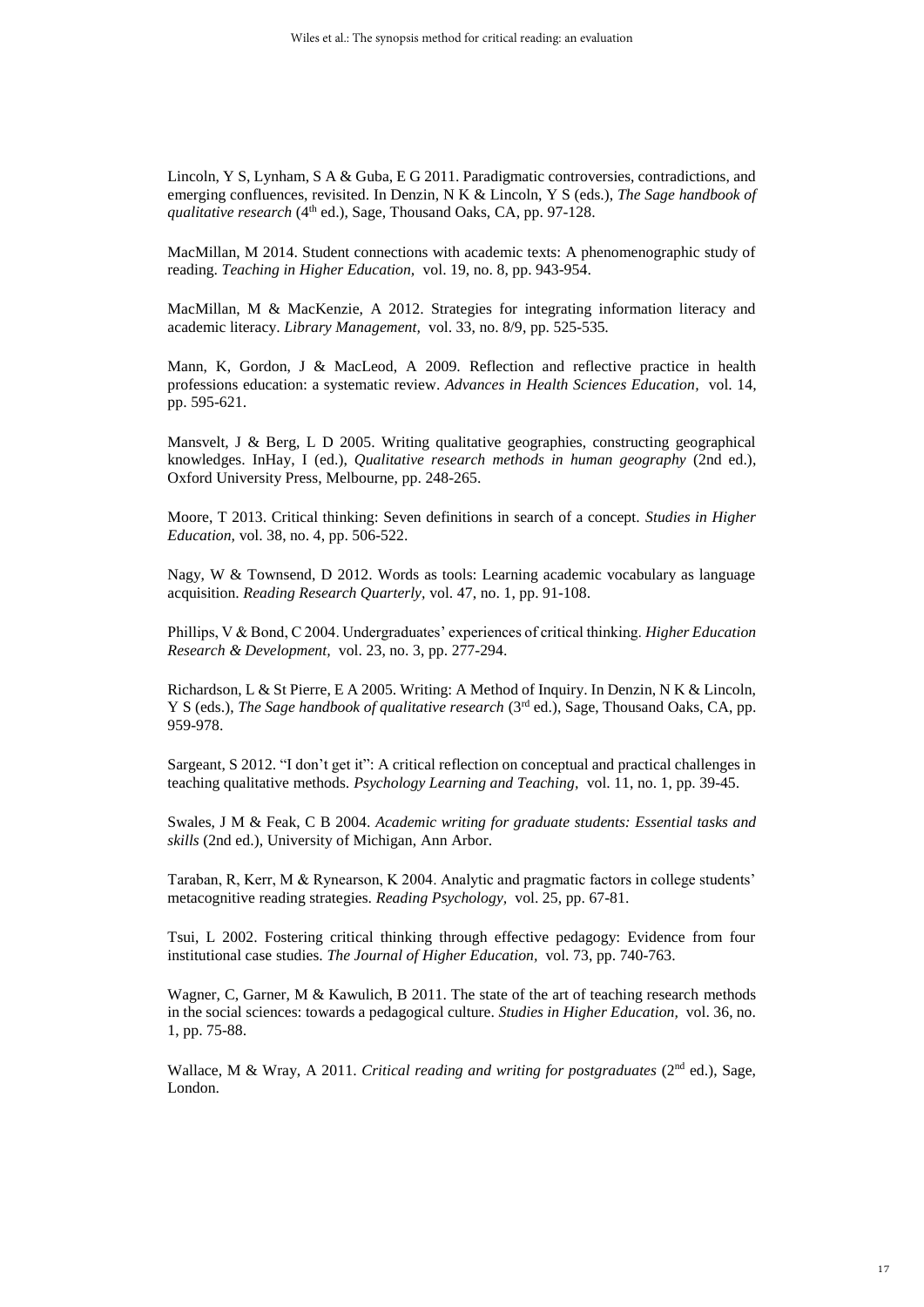Lincoln, Y S, Lynham, S A & Guba, E G 2011. Paradigmatic controversies, contradictions, and emerging confluences, revisited. In Denzin, N K & Lincoln, Y S (eds.), *The Sage handbook of qualitative research* (4th ed.), Sage, Thousand Oaks, CA, pp. 97-128.

MacMillan, M 2014. Student connections with academic texts: A phenomenographic study of reading. *Teaching in Higher Education*, vol. 19, no. 8, pp. 943-954.

MacMillan, M & MacKenzie, A 2012. Strategies for integrating information literacy and academic literacy. *Library Management*, vol. 33, no. 8/9, pp. 525-535.

Mann, K, Gordon, J & MacLeod, A 2009. Reflection and reflective practice in health professions education: a systematic review. *Advances in Health Sciences Education*, vol. 14, pp. 595-621.

Mansvelt, J & Berg, L D 2005. Writing qualitative geographies, constructing geographical knowledges. InHay, I (ed.), *Qualitative research methods in human geography* (2nd ed.), Oxford University Press, Melbourne, pp. 248-265.

Moore, T 2013. Critical thinking: Seven definitions in search of a concept. *Studies in Higher Education*, vol. 38, no. 4, pp. 506-522.

Nagy, W & Townsend, D 2012. Words as tools: Learning academic vocabulary as language acquisition. *Reading Research Quarterly*, vol. 47, no. 1, pp. 91-108.

Phillips, V & Bond, C 2004. Undergraduates' experiences of critical thinking. *Higher Education Research & Development*, vol. 23, no. 3, pp. 277-294.

Richardson, L & St Pierre, E A 2005. Writing: A Method of Inquiry. In Denzin, N K & Lincoln, Y S (eds.), *The Sage handbook of qualitative research* (3rd ed.), Sage, Thousand Oaks, CA, pp. 959-978.

Sargeant, S 2012. "I don't get it": A critical reflection on conceptual and practical challenges in teaching qualitative methods. *Psychology Learning and Teaching*, vol. 11, no. 1, pp. 39-45.

Swales, J M & Feak, C B 2004. *Academic writing for graduate students: Essential tasks and skills* (2nd ed.), University of Michigan, Ann Arbor.

Taraban, R, Kerr, M & Rynearson, K 2004. Analytic and pragmatic factors in college students' metacognitive reading strategies. *Reading Psychology*, vol. 25, pp. 67-81.

Tsui, L 2002. Fostering critical thinking through effective pedagogy: Evidence from four institutional case studies. *The Journal of Higher Education*, vol. 73, pp. 740-763.

Wagner, C, Garner, M & Kawulich, B 2011. The state of the art of teaching research methods in the social sciences: towards a pedagogical culture. *Studies in Higher Education*, vol. 36, no. 1, pp. 75-88.

Wallace, M & Wray, A 2011. *Critical reading and writing for postgraduates* (2nd ed.), Sage, London.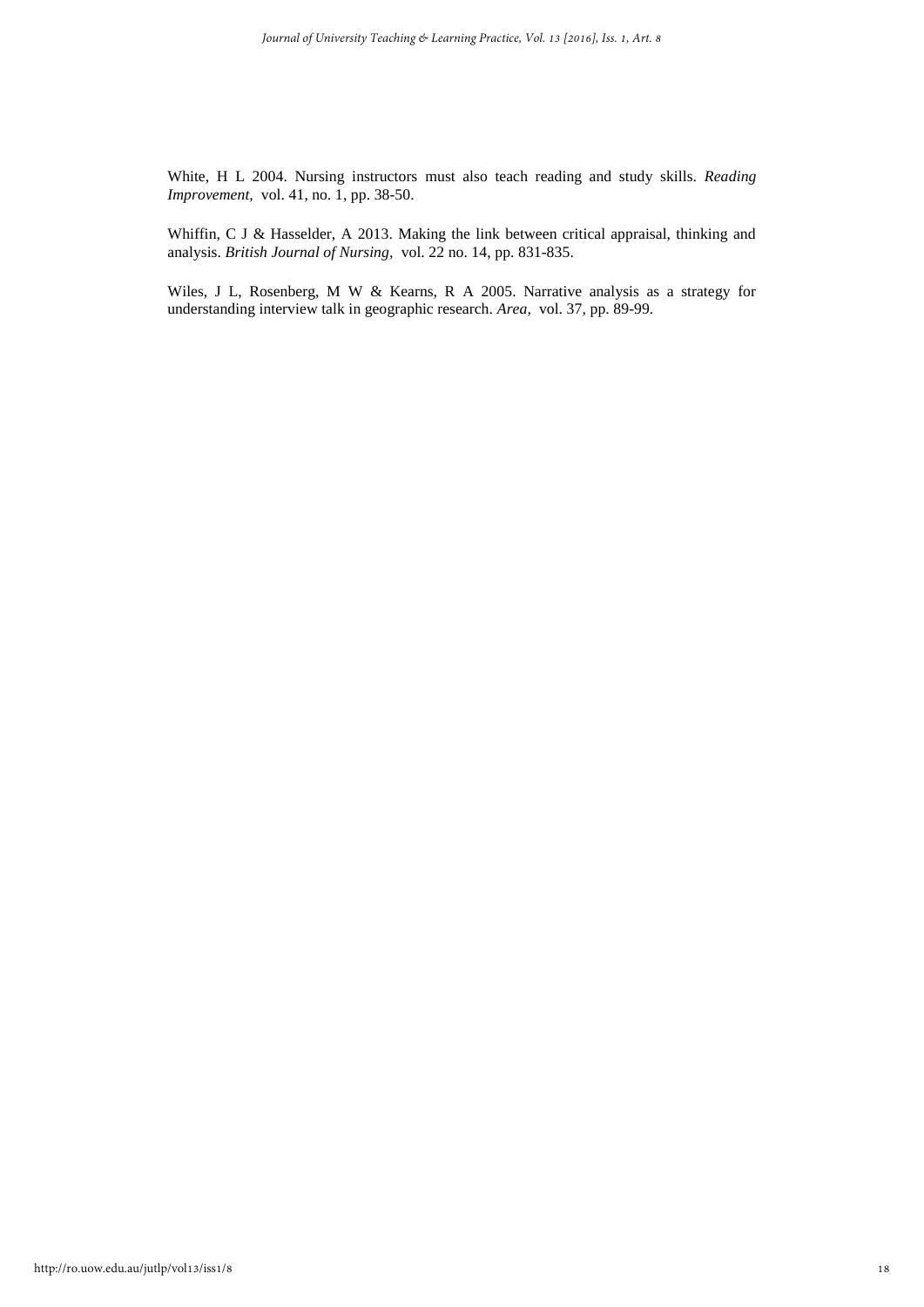White, H L 2004. Nursing instructors must also teach reading and study skills. *Reading Improvement*, vol. 41, no. 1, pp. 38-50.

Whiffin, C J & Hasselder, A 2013. Making the link between critical appraisal, thinking and analysis. *British Journal of Nursing*, vol. 22 no. 14, pp. 831-835.

Wiles, J L, Rosenberg, M W & Kearns, R A 2005. Narrative analysis as a strategy for understanding interview talk in geographic research. *Area*, vol. 37, pp. 89-99.